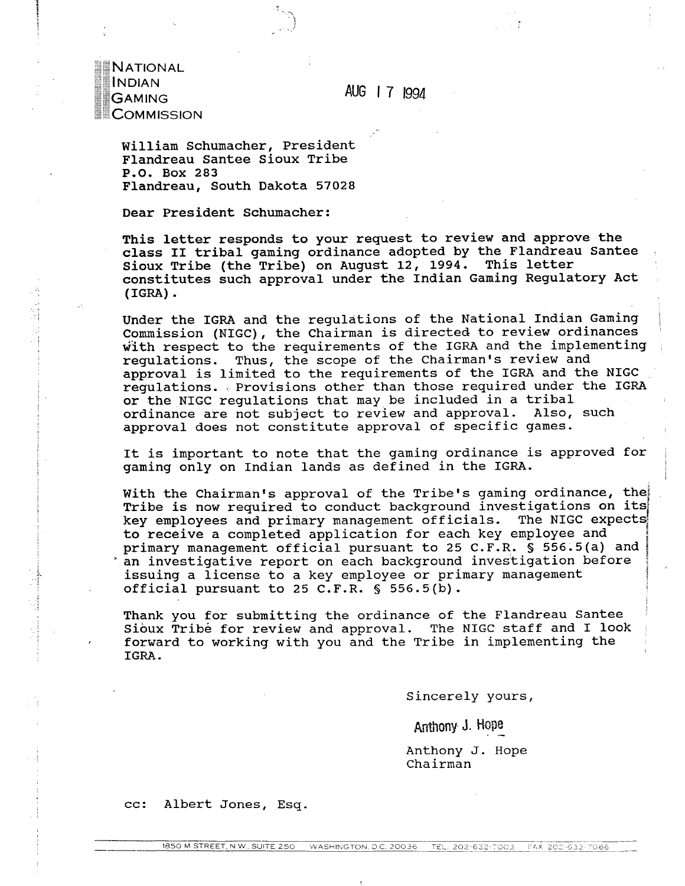NATIONAL
INDIAN
GAMING
COMMISSION

AUG 17 1994

William Schumacher, President
Flandreau Santee Sioux Tribe
P.O. Box 283
Flandreau, South Dakota 57028

Dear President Schumacher:

This letter responds to your request to review and approve the class II tribal gaming ordinance adopted by the Flandreau Santee Sioux Tribe (the Tribe) on August 12, 1994. This letter constitutes such approval under the Indian Gaming Regulatory Act (IGRA).

Under the IGRA and the regulations of the National Indian Gaming Commission (NIGC), the Chairman is directed to review ordinances with respect to the requirements of the IGRA and the implementing regulations. Thus, the scope of the Chairman's review and approval is limited to the requirements of the IGRA and the NIGC regulations. Provisions other than those required under the IGRA or the NIGC regulations that may be included in a tribal ordinance are not subject to review and approval. Also, such approval does not constitute approval of specific games.

It is important to note that the gaming ordinance is approved for gaming only on Indian lands as defined in the IGRA.

With the Chairman's approval of the Tribe's gaming ordinance, the Tribe is now required to conduct background investigations on its key employees and primary management officials. The NIGC expects to receive a completed application for each key employee and primary management official pursuant to 25 C.F.R. § 556.5(a) and an investigative report on each background investigation before issuing a license to a key employee or primary management official pursuant to 25 C.F.R. § 556.5(b).

Thank you for submitting the ordinance of the Flandreau Santee Sioux Tribe for review and approval. The NIGC staff and I look forward to working with you and the Tribe in implementing the IGRA.

Sincerely yours,

Anthony J. Hope

Anthony J. Hope
Chairman

cc: Albert Jones, Esq.

1850 M STREET, N.W., SUITE 250 WASHINGTON, D.C. 20036 TEL.: 202-632-7003 FAX: 202-632-7066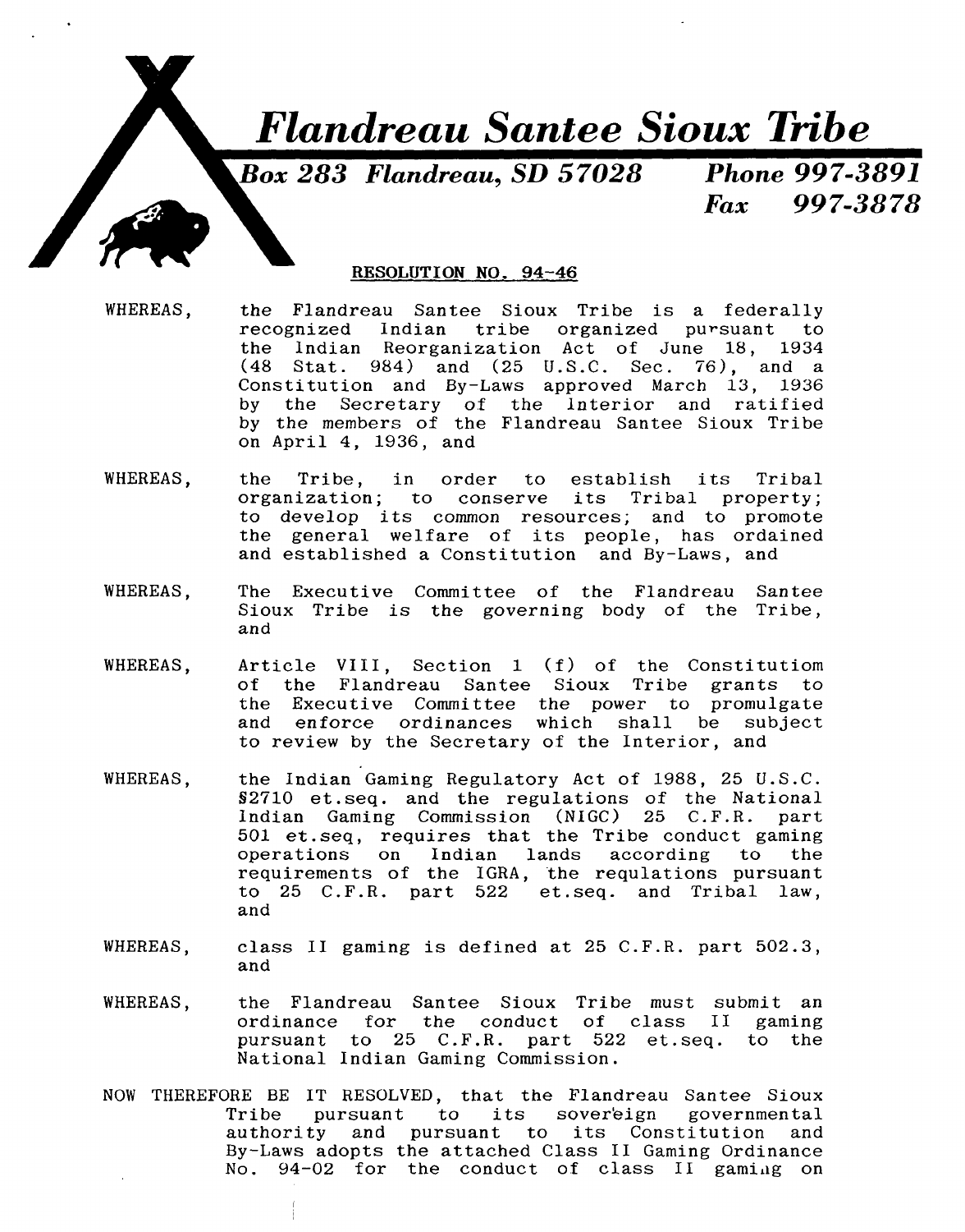# Flandreau Santee Sioux Tribe

*Box 283 Flandreau, SD 57028* *Phone 997-3891*
*Fax 997-3878*

**RESOLUTION NO. 94-46**

WHEREAS, the Flandreau Santee Sioux Tribe is a federally recognized Indian tribe organized pursuant to the Indian Reorganization Act of June 18, 1934 (48 Stat. 984) and (25 U.S.C. Sec. 76), and a Constitution and By-Laws approved March 13, 1936 by the Secretary of the Interior and ratified by the members of the Flandreau Santee Sioux Tribe on April 4, 1936, and

WHEREAS, the Tribe, in order to establish its Tribal organization; to conserve its Tribal property; to develop its common resources; and to promote the general welfare of its people, has ordained and established a Constitution and By-Laws, and

WHEREAS, The Executive Committee of the Flandreau Santee Sioux Tribe is the governing body of the Tribe, and

WHEREAS, Article VIII, Section 1 (f) of the Constitutiom of the Flandreau Santee Sioux Tribe grants to the Executive Committee the power to promulgate and enforce ordinances which shall be subject to review by the Secretary of the Interior, and

WHEREAS, the Indian Gaming Regulatory Act of 1988, 25 U.S.C. §2710 et.seq. and the regulations of the National Indian Gaming Commission (NIGC) 25 C.F.R. part 501 et.seq, requires that the Tribe conduct gaming operations on Indian lands according to the requirements of the IGRA, the requlations pursuant to 25 C.F.R. part 522 et.seq. and Tribal law, and

WHEREAS, class II gaming is defined at 25 C.F.R. part 502.3, and

WHEREAS, the Flandreau Santee Sioux Tribe must submit an ordinance for the conduct of class II gaming pursuant to 25 C.F.R. part 522 et.seq. to the National Indian Gaming Commission.

NOW THEREFORE BE IT RESOLVED, that the Flandreau Santee Sioux Tribe pursuant to its sovereign governmental authority and pursuant to its Constitution and By-Laws adopts the attached Class II Gaming Ordinance No. 94-02 for the conduct of class II gaming on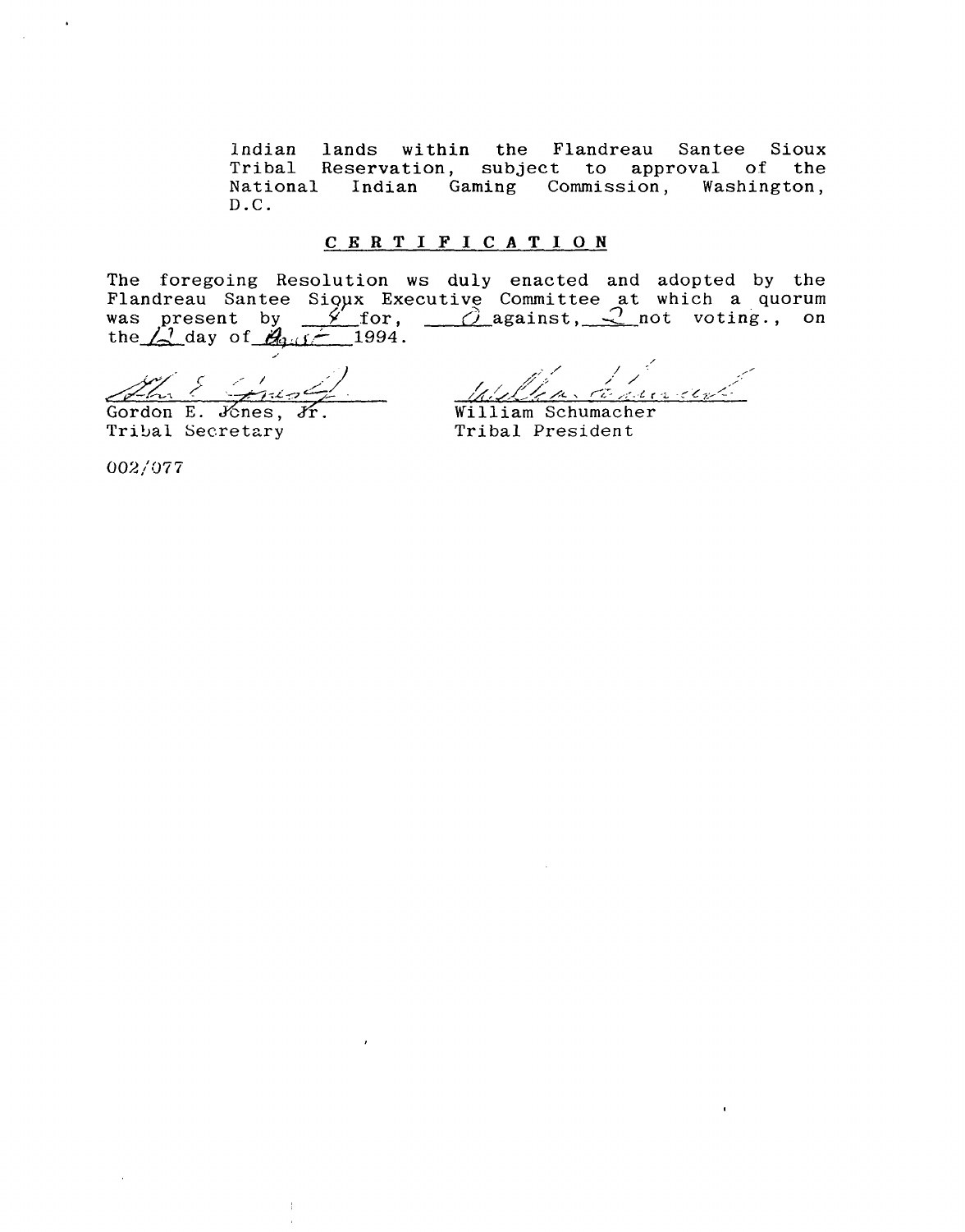Indian lands within the Flandreau Santee Sioux Tribal Reservation, subject to approval of the National Indian Gaming Commission, Washington, D.C.

## CERTIFICATION

The foregoing Resolution ws duly enacted and adopted by the Flandreau Santee Sioux Executive Committee at which a quorum was present by 4 for, 0 against, 2 not voting., on the 12 day of Aug 1994.

Gordon E. Jones, Jr.
Tribal Secretary

William Schumacher
Tribal President

002/077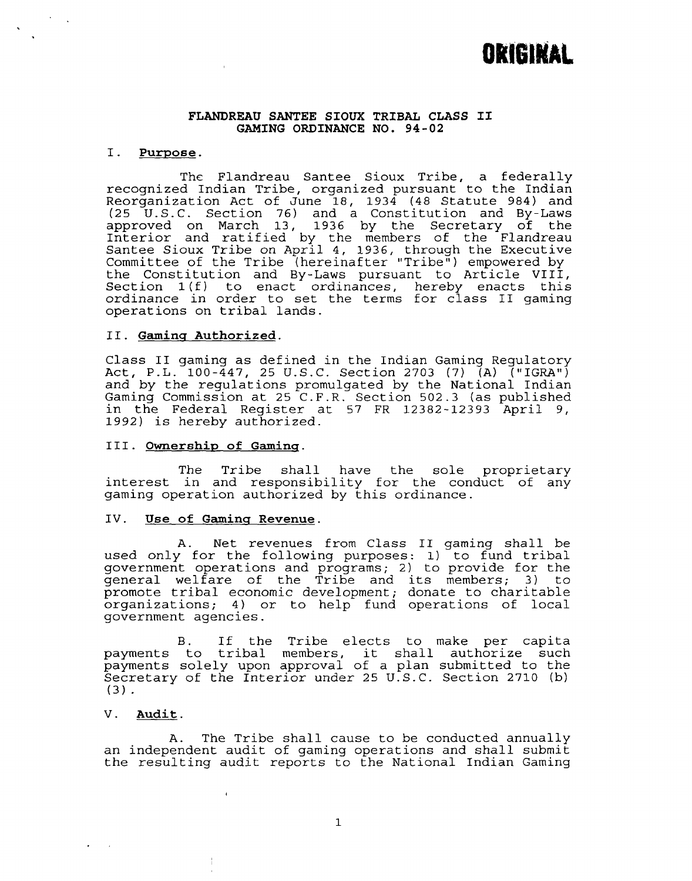**ORIGINAL**

**FLANDREAU SANTEE SIOUX TRIBAL CLASS II GAMING ORDINANCE NO. 94-02**

I. **Purpose**.

The Flandreau Santee Sioux Tribe, a federally recognized Indian Tribe, organized pursuant to the Indian Reorganization Act of June 18, 1934 (48 Statute 984) and (25 U.S.C. Section 76) and a Constitution and By-Laws approved on March 13, 1936 by the Secretary of the Interior and ratified by the members of the Flandreau Santee Sioux Tribe on April 4, 1936, through the Executive Committee of the Tribe (hereinafter "Tribe") empowered by the Constitution and By-Laws pursuant to Article VIII, Section 1(f) to enact ordinances, hereby enacts this ordinance in order to set the terms for class II gaming operations on tribal lands.

II. **Gaming Authorized**.

Class II gaming as defined in the Indian Gaming Regulatory Act, P.L. 100-447, 25 U.S.C. Section 2703 (7) (A) ("IGRA") and by the regulations promulgated by the National Indian Gaming Commission at 25 C.F.R. Section 502.3 (as published in the Federal Register at 57 FR 12382-12393 April 9, 1992) is hereby authorized.

III. **Ownership of Gaming**.

The Tribe shall have the sole proprietary interest in and responsibility for the conduct of any gaming operation authorized by this ordinance.

IV. **Use of Gaming Revenue**.

A. Net revenues from Class II gaming shall be used only for the following purposes: 1) to fund tribal government operations and programs; 2) to provide for the general welfare of the Tribe and its members; 3) to promote tribal economic development; donate to charitable organizations; 4) or to help fund operations of local government agencies.

B. If the Tribe elects to make per capita payments to tribal members, it shall authorize such payments solely upon approval of a plan submitted to the Secretary of the Interior under 25 U.S.C. Section 2710 (b) (3).

V. **Audit**.

A. The Tribe shall cause to be conducted annually an independent audit of gaming operations and shall submit the resulting audit reports to the National Indian Gaming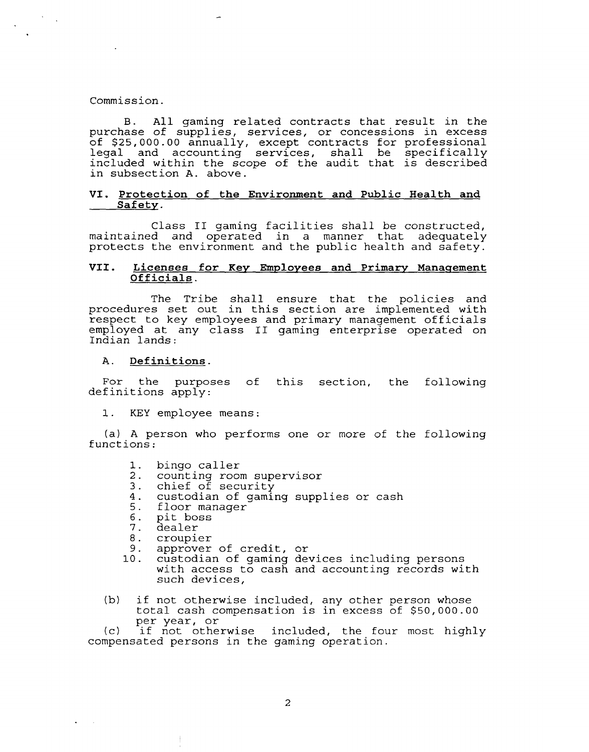Commission.

B. All gaming related contracts that result in the purchase of supplies, services, or concessions in excess of $25,000.00 annually, except contracts for professional legal and accounting services, shall be specifically included within the scope of the audit that is described in subsection A. above.

## VI. <u>Protection of the Environment and Public Health and Safety</u>.

Class II gaming facilities shall be constructed, maintained and operated in a manner that adequately protects the environment and the public health and safety.

## VII. <u>Licenses for Key Employees and Primary Management Officials</u>.

The Tribe shall ensure that the policies and procedures set out in this section are implemented with respect to key employees and primary management officials employed at any class II gaming enterprise operated on Indian lands:

### A. **<u>Definitions</u>**.

For the purposes of this section, the following definitions apply:

1. KEY employee means:

(a) A person who performs one or more of the following functions:

1. bingo caller
2. counting room supervisor
3. chief of security
4. custodian of gaming supplies or cash
5. floor manager
6. pit boss
7. dealer
8. croupier
9. approver of credit, or
10. custodian of gaming devices including persons with access to cash and accounting records with such devices,

(b) if not otherwise included, any other person whose total cash compensation is in excess of $50,000.00 per year, or

(c) if not otherwise included, the four most highly compensated persons in the gaming operation.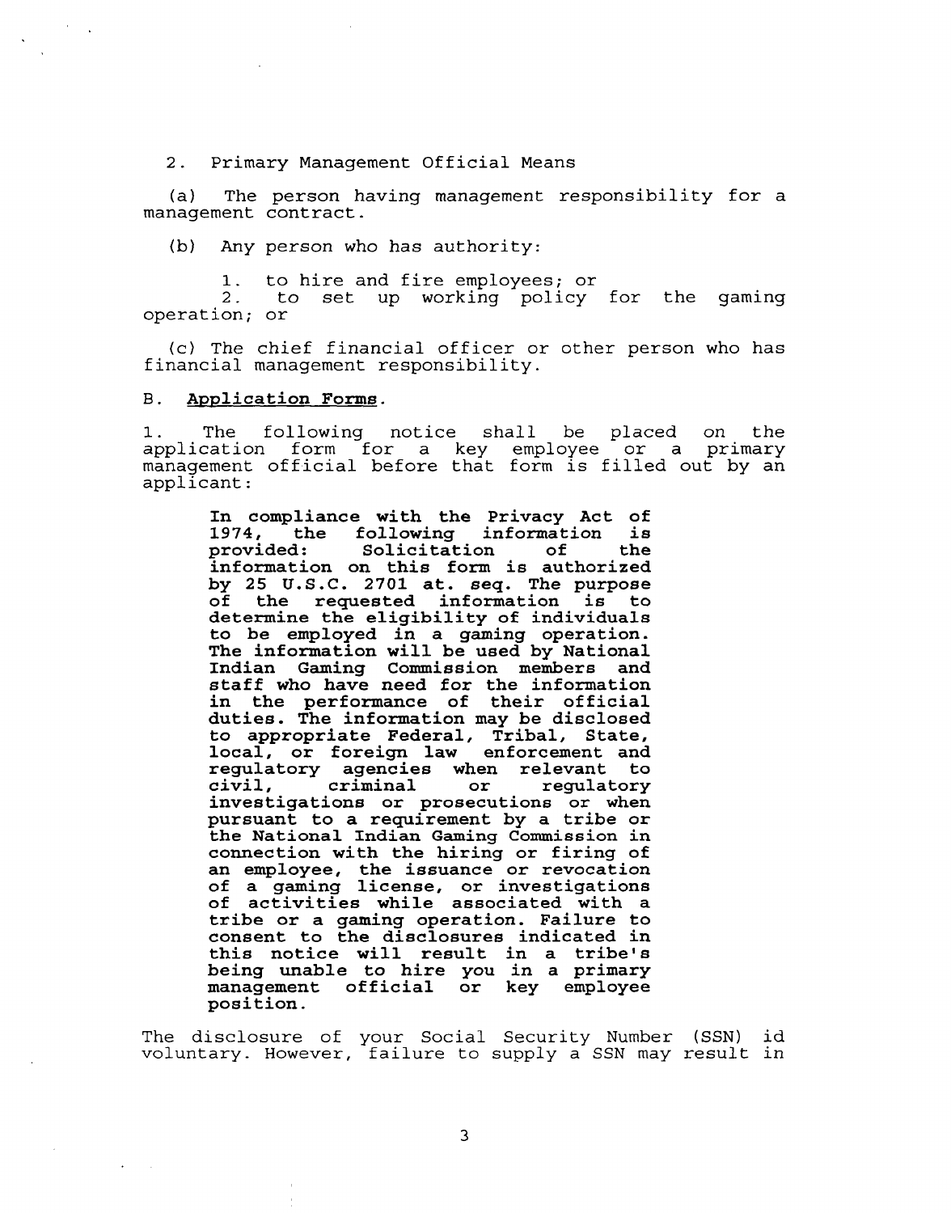2. Primary Management Official Means

(a) The person having management responsibility for a management contract.

(b) Any person who has authority:

1. to hire and fire employees; or
2. to set up working policy for the gaming operation; or

(c) The chief financial officer or other person who has financial management responsibility.

B. **Application Forms**.

1. The following notice shall be placed on the application form for a key employee or a primary management official before that form is filled out by an applicant:

> **In compliance with the Privacy Act of 1974, the following information is provided: Solicitation of the information on this form is authorized by 25 U.S.C. 2701 at. seq. The purpose of the requested information is to determine the eligibility of individuals to be employed in a gaming operation. The information will be used by National Indian Gaming Commission members and staff who have need for the information in the performance of their official duties. The information may be disclosed to appropriate Federal, Tribal, State, local, or foreign law enforcement and regulatory agencies when relevant to civil, criminal or regulatory investigations or prosecutions or when pursuant to a requirement by a tribe or the National Indian Gaming Commission in connection with the hiring or firing of an employee, the issuance or revocation of a gaming license, or investigations of activities while associated with a tribe or a gaming operation. Failure to consent to the disclosures indicated in this notice will result in a tribe's being unable to hire you in a primary management official or key employee position.**

The disclosure of your Social Security Number (SSN) id voluntary. However, failure to supply a SSN may result in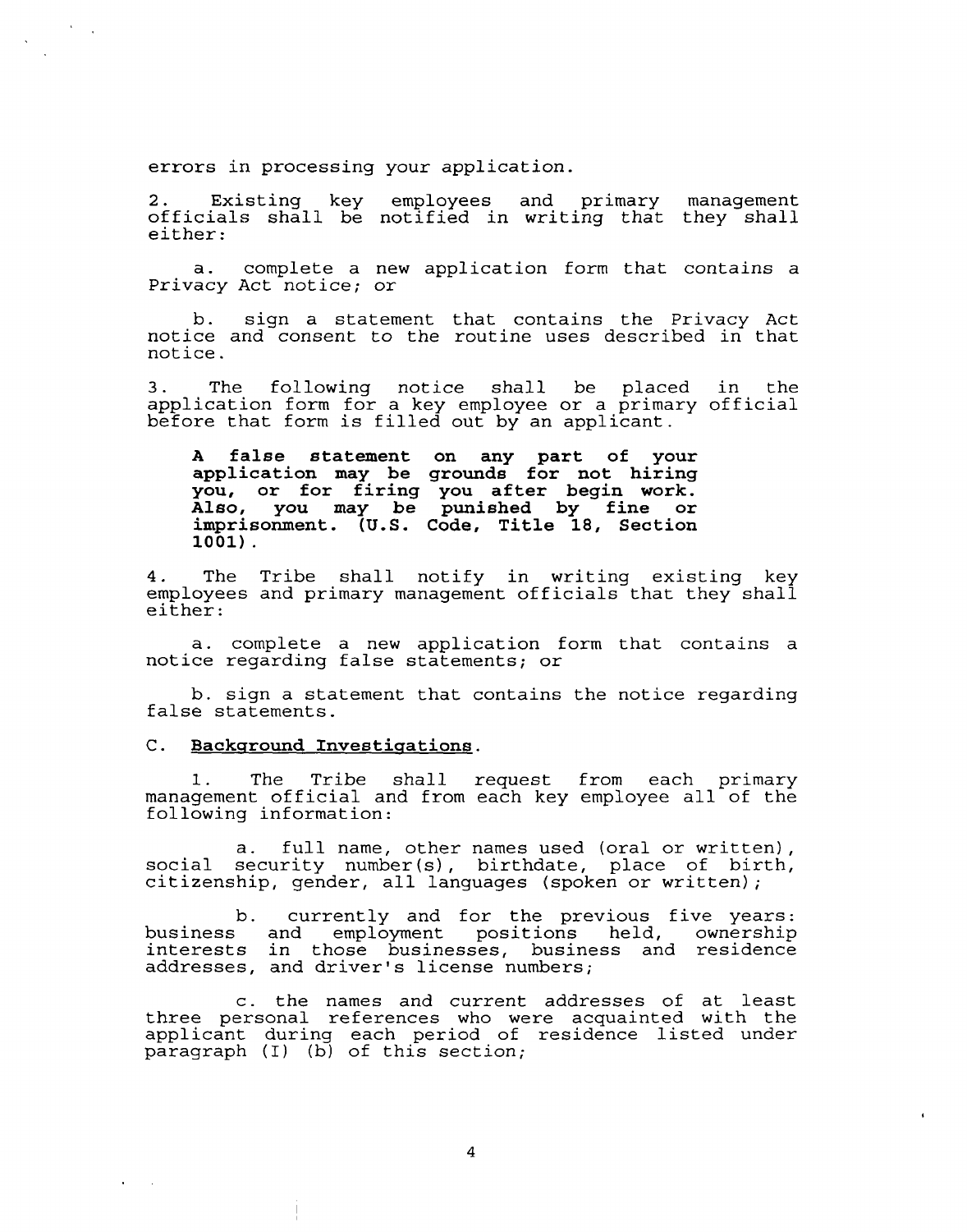errors in processing your application.

2. Existing key employees and primary management officials shall be notified in writing that they shall either:

a. complete a new application form that contains a Privacy Act notice; or

b. sign a statement that contains the Privacy Act notice and consent to the routine uses described in that notice.

3. The following notice shall be placed in the application form for a key employee or a primary official before that form is filled out by an applicant.

**A false statement on any part of your application may be grounds for not hiring you, or for firing you after begin work. Also, you may be punished by fine or imprisonment. (U.S. Code, Title 18, Section 1001).**

4. The Tribe shall notify in writing existing key employees and primary management officials that they shall either:

a. complete a new application form that contains a notice regarding false statements; or

b. sign a statement that contains the notice regarding false statements.

C. <u>Background Investigations</u>.

1. The Tribe shall request from each primary management official and from each key employee all of the following information:

a. full name, other names used (oral or written), social security number(s), birthdate, place of birth, citizenship, gender, all languages (spoken or written);

b. currently and for the previous five years: business and employment positions held, ownership interests in those businesses, business and residence addresses, and driver's license numbers;

c. the names and current addresses of at least three personal references who were acquainted with the applicant during each period of residence listed under paragraph (I) (b) of this section;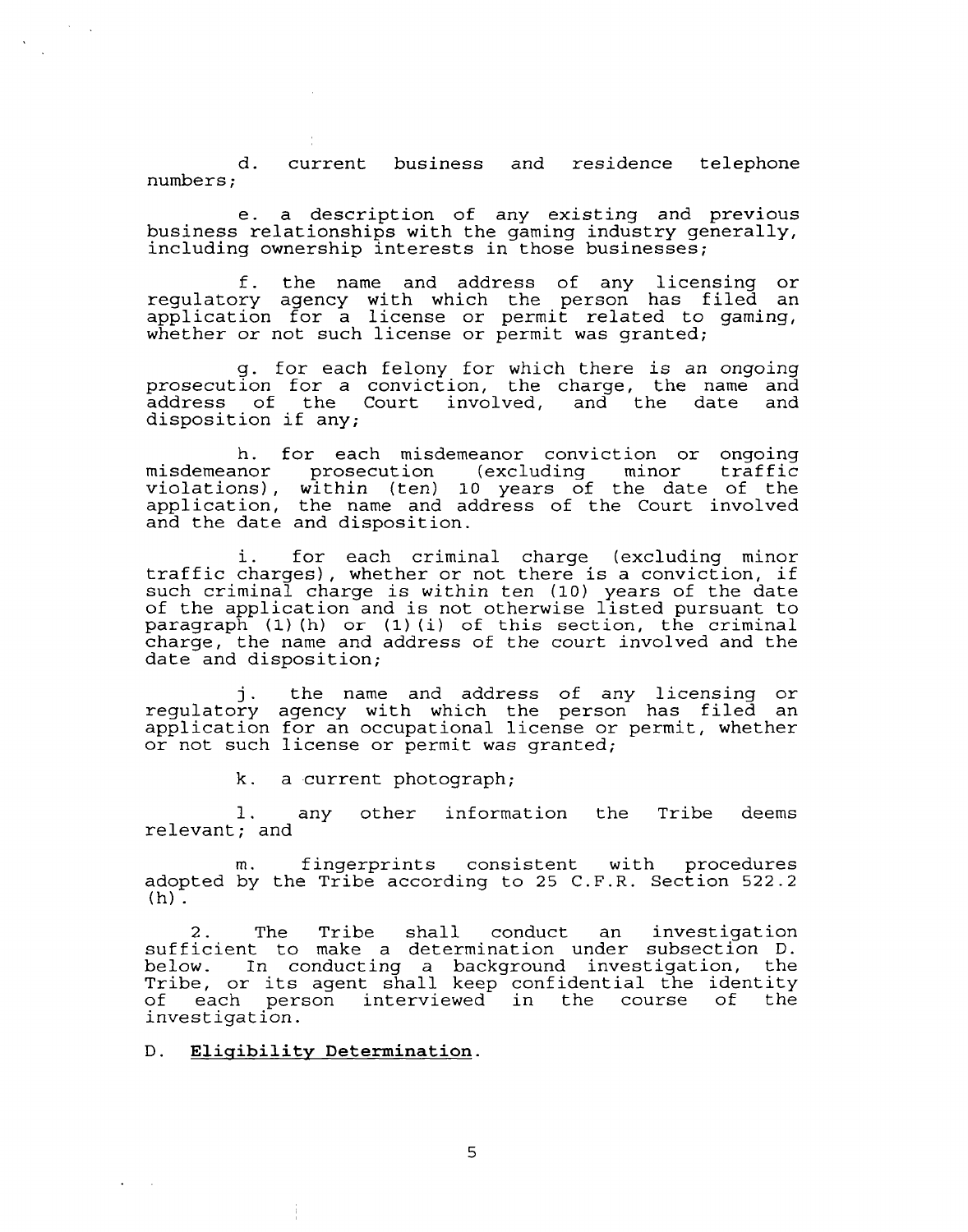d. current business and residence telephone numbers;

e. a description of any existing and previous business relationships with the gaming industry generally, including ownership interests in those businesses;

f. the name and address of any licensing or regulatory agency with which the person has filed an application for a license or permit related to gaming, whether or not such license or permit was granted;

g. for each felony for which there is an ongoing prosecution for a conviction, the charge, the name and address of the Court involved, and the date and disposition if any;

h. for each misdemeanor conviction or ongoing misdemeanor prosecution (excluding minor traffic violations), within (ten) 10 years of the date of the application, the name and address of the Court involved and the date and disposition.

i. for each criminal charge (excluding minor traffic charges), whether or not there is a conviction, if such criminal charge is within ten (10) years of the date of the application and is not otherwise listed pursuant to paragraph (1)(h) or (1)(i) of this section, the criminal charge, the name and address of the court involved and the date and disposition;

j. the name and address of any licensing or regulatory agency with which the person has filed an application for an occupational license or permit, whether or not such license or permit was granted;

k. a current photograph;

l. any other information the Tribe deems relevant; and

m. fingerprints consistent with procedures adopted by the Tribe according to 25 C.F.R. Section 522.2 (h).

2. The Tribe shall conduct an investigation sufficient to make a determination under subsection D. below. In conducting a background investigation, the Tribe, or its agent shall keep confidential the identity of each person interviewed in the course of the investigation.

D. **Eligibility Determination**.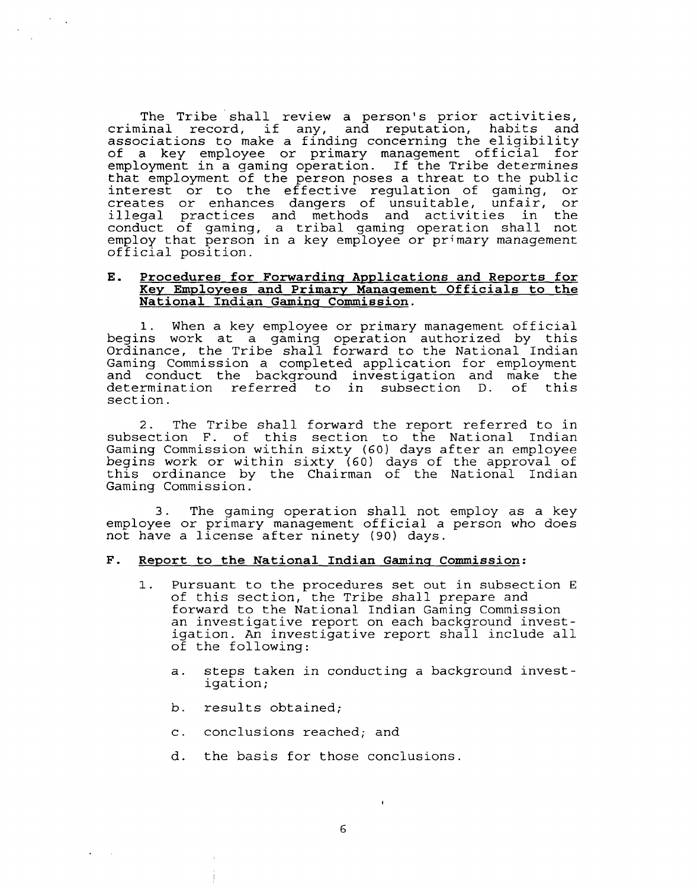The Tribe shall review a person's prior activities, criminal record, if any, and reputation, habits and associations to make a finding concerning the eligibility of a key employee or primary management official for employment in a gaming operation. If the Tribe determines that employment of the person poses a threat to the public interest or to the effective regulation of gaming, or creates or enhances dangers of unsuitable, unfair, or illegal practices and methods and activities in the conduct of gaming, a tribal gaming operation shall not employ that person in a key employee or primary management official position.

**E. Procedures for Forwarding Applications and Reports for Key Employees and Primary Management Officials to the National Indian Gaming Commission.**

1. When a key employee or primary management official begins work at a gaming operation authorized by this Ordinance, the Tribe shall forward to the National Indian Gaming Commission a completed application for employment and conduct the background investigation and make the determination referred to in subsection D. of this section.

2. The Tribe shall forward the report referred to in subsection F. of this section to the National Indian Gaming Commission within sixty (60) days after an employee begins work or within sixty (60) days of the approval of this ordinance by the Chairman of the National Indian Gaming Commission.

3. The gaming operation shall not employ as a key employee or primary management official a person who does not have a license after ninety (90) days.

**F. Report to the National Indian Gaming Commission:**

1. Pursuant to the procedures set out in subsection E of this section, the Tribe shall prepare and forward to the National Indian Gaming Commission an investigative report on each background investigation. An investigative report shall include all of the following:

   a. steps taken in conducting a background investigation;

   b. results obtained;

   c. conclusions reached; and

   d. the basis for those conclusions.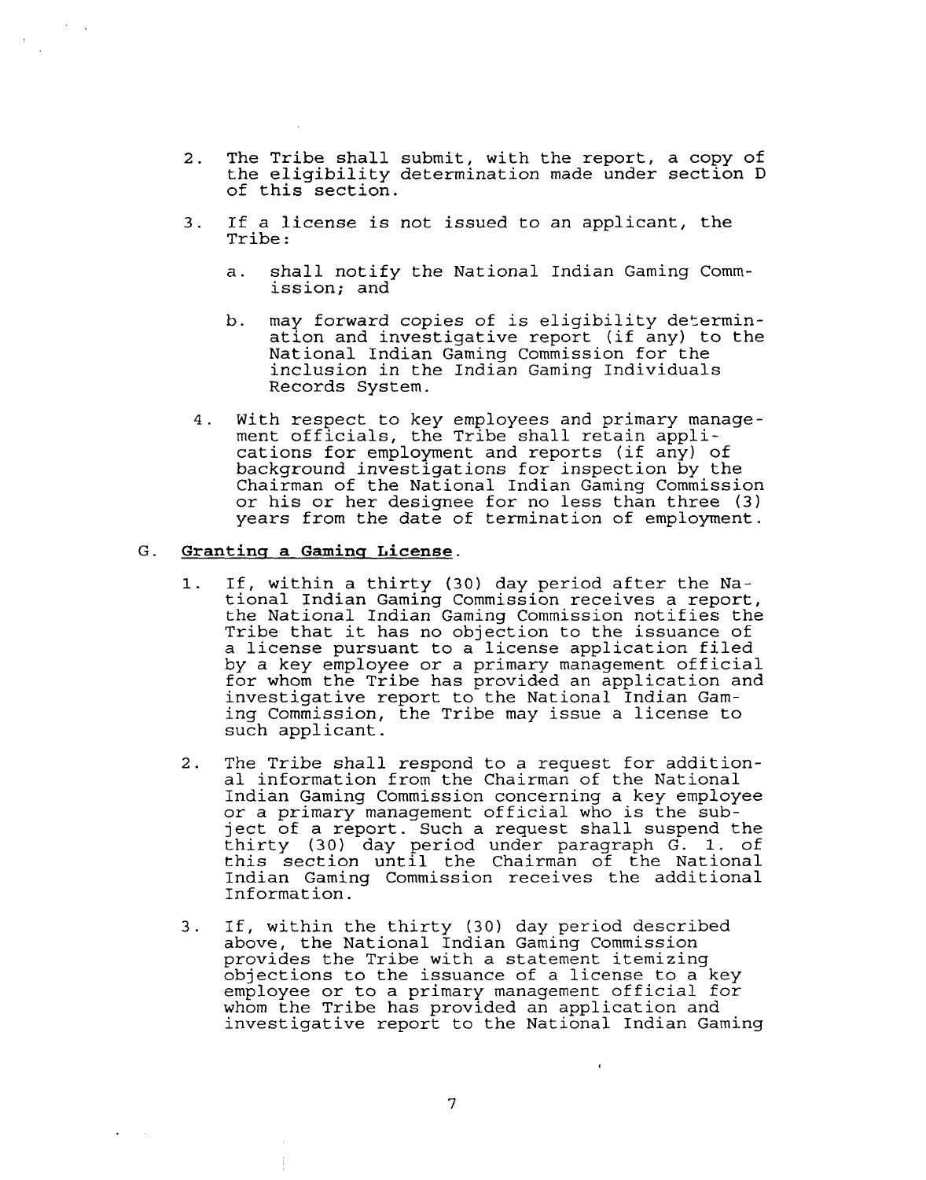2. The Tribe shall submit, with the report, a copy of the eligibility determination made under section D of this section.

3. If a license is not issued to an applicant, the Tribe:

   a. shall notify the National Indian Gaming Commission; and

   b. may forward copies of is eligibility determination and investigative report (if any) to the National Indian Gaming Commission for the inclusion in the Indian Gaming Individuals Records System.

4. With respect to key employees and primary management officials, the Tribe shall retain applications for employment and reports (if any) of background investigations for inspection by the Chairman of the National Indian Gaming Commission or his or her designee for no less than three (3) years from the date of termination of employment.

G. **Granting a Gaming License**.

1. If, within a thirty (30) day period after the National Indian Gaming Commission receives a report, the National Indian Gaming Commission notifies the Tribe that it has no objection to the issuance of a license pursuant to a license application filed by a key employee or a primary management official for whom the Tribe has provided an application and investigative report to the National Indian Gaming Commission, the Tribe may issue a license to such applicant.

2. The Tribe shall respond to a request for additional information from the Chairman of the National Indian Gaming Commission concerning a key employee or a primary management official who is the subject of a report. Such a request shall suspend the thirty (30) day period under paragraph G. 1. of this section until the Chairman of the National Indian Gaming Commission receives the additional Information.

3. If, within the thirty (30) day period described above, the National Indian Gaming Commission provides the Tribe with a statement itemizing objections to the issuance of a license to a key employee or to a primary management official for whom the Tribe has provided an application and investigative report to the National Indian Gaming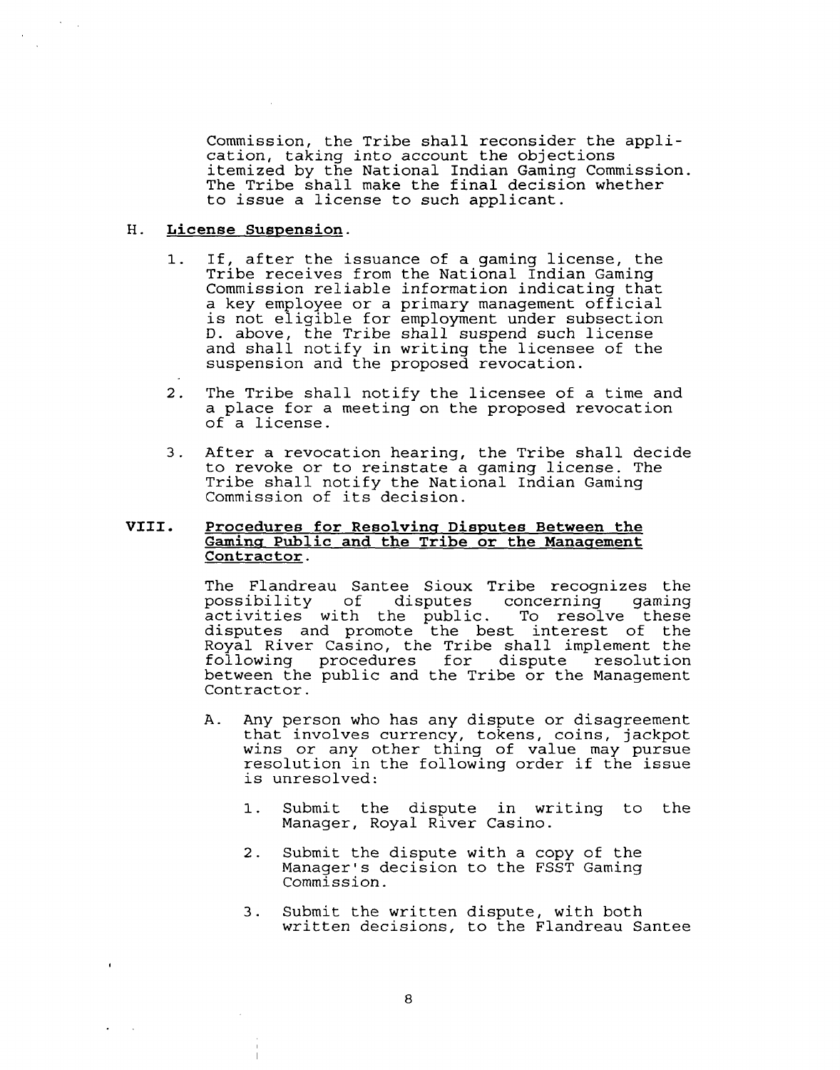Commission, the Tribe shall reconsider the application, taking into account the objections itemized by the National Indian Gaming Commission. The Tribe shall make the final decision whether to issue a license to such applicant.

### H. **License Suspension**.

1. If, after the issuance of a gaming license, the Tribe receives from the National Indian Gaming Commission reliable information indicating that a key employee or a primary management official is not eligible for employment under subsection D. above, the Tribe shall suspend such license and shall notify in writing the licensee of the suspension and the proposed revocation.

2. The Tribe shall notify the licensee of a time and a place for a meeting on the proposed revocation of a license.

3. After a revocation hearing, the Tribe shall decide to revoke or to reinstate a gaming license. The Tribe shall notify the National Indian Gaming Commission of its decision.

## VIII. **Procedures for Resolving Disputes Between the Gaming Public and the Tribe or the Management Contractor**.

The Flandreau Santee Sioux Tribe recognizes the possibility of disputes concerning gaming activities with the public. To resolve these disputes and promote the best interest of the Royal River Casino, the Tribe shall implement the following procedures for dispute resolution between the public and the Tribe or the Management Contractor.

A. Any person who has any dispute or disagreement that involves currency, tokens, coins, jackpot wins or any other thing of value may pursue resolution in the following order if the issue is unresolved:

1. Submit the dispute in writing to the Manager, Royal River Casino.

2. Submit the dispute with a copy of the Manager's decision to the FSST Gaming Commission.

3. Submit the written dispute, with both written decisions, to the Flandreau Santee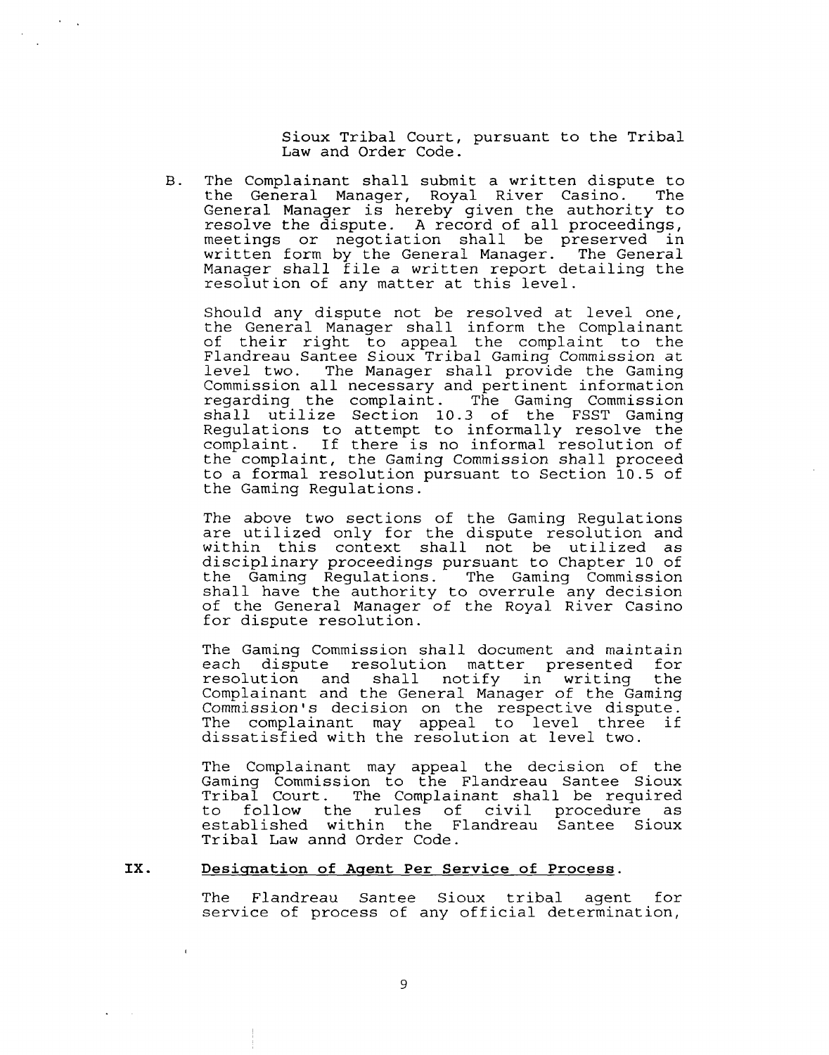Sioux Tribal Court, pursuant to the Tribal Law and Order Code.

B. The Complainant shall submit a written dispute to the General Manager, Royal River Casino. The General Manager is hereby given the authority to resolve the dispute. A record of all proceedings, meetings or negotiation shall be preserved in written form by the General Manager. The General Manager shall file a written report detailing the resolution of any matter at this level.

Should any dispute not be resolved at level one, the General Manager shall inform the Complainant of their right to appeal the complaint to the Flandreau Santee Sioux Tribal Gaming Commission at level two. The Manager shall provide the Gaming Commission all necessary and pertinent information regarding the complaint. The Gaming Commission shall utilize Section 10.3 of the FSST Gaming Regulations to attempt to informally resolve the complaint. If there is no informal resolution of the complaint, the Gaming Commission shall proceed to a formal resolution pursuant to Section 10.5 of the Gaming Regulations.

The above two sections of the Gaming Regulations are utilized only for the dispute resolution and within this context shall not be utilized as disciplinary proceedings pursuant to Chapter 10 of the Gaming Regulations. The Gaming Commission shall have the authority to overrule any decision of the General Manager of the Royal River Casino for dispute resolution.

The Gaming Commission shall document and maintain each dispute resolution matter presented for resolution and shall notify in writing the Complainant and the General Manager of the Gaming Commission's decision on the respective dispute. The complainant may appeal to level three if dissatisfied with the resolution at level two.

The Complainant may appeal the decision of the Gaming Commission to the Flandreau Santee Sioux Tribal Court. The Complainant shall be required to follow the rules of civil procedure as established within the Flandreau Santee Sioux Tribal Law annd Order Code.

## IX. Designation of Agent Per Service of Process.

The Flandreau Santee Sioux tribal agent for service of process of any official determination,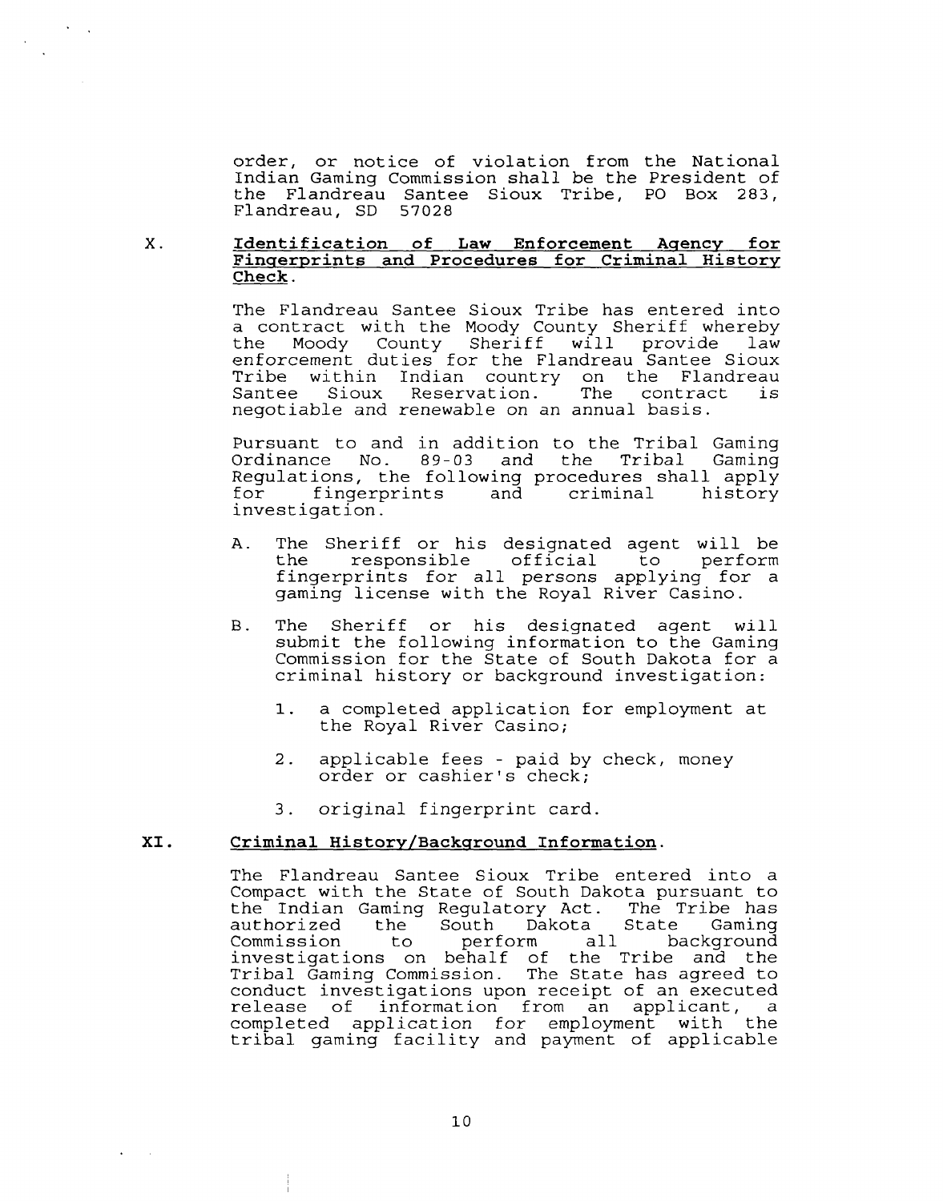order, or notice of violation from the National Indian Gaming Commission shall be the President of the Flandreau Santee Sioux Tribe, PO Box 283, Flandreau, SD 57028

X. **Identification of Law Enforcement Agency for Fingerprints and Procedures for Criminal History Check.**

The Flandreau Santee Sioux Tribe has entered into a contract with the Moody County Sheriff whereby the Moody County Sheriff will provide law enforcement duties for the Flandreau Santee Sioux Tribe within Indian country on the Flandreau Santee Sioux Reservation. The contract is negotiable and renewable on an annual basis.

Pursuant to and in addition to the Tribal Gaming Ordinance No. 89-03 and the Tribal Gaming Regulations, the following procedures shall apply for fingerprints and criminal history investigation.

A. The Sheriff or his designated agent will be the responsible official to perform fingerprints for all persons applying for a gaming license with the Royal River Casino.

B. The Sheriff or his designated agent will submit the following information to the Gaming Commission for the State of South Dakota for a criminal history or background investigation:

1. a completed application for employment at the Royal River Casino;

2. applicable fees - paid by check, money order or cashier's check;

3. original fingerprint card.

**XI. Criminal History/Background Information.**

The Flandreau Santee Sioux Tribe entered into a Compact with the State of South Dakota pursuant to the Indian Gaming Regulatory Act. The Tribe has authorized the South Dakota State Gaming Commission to perform all background investigations on behalf of the Tribe and the Tribal Gaming Commission. The State has agreed to conduct investigations upon receipt of an executed release of information from an applicant, a completed application for employment with the tribal gaming facility and payment of applicable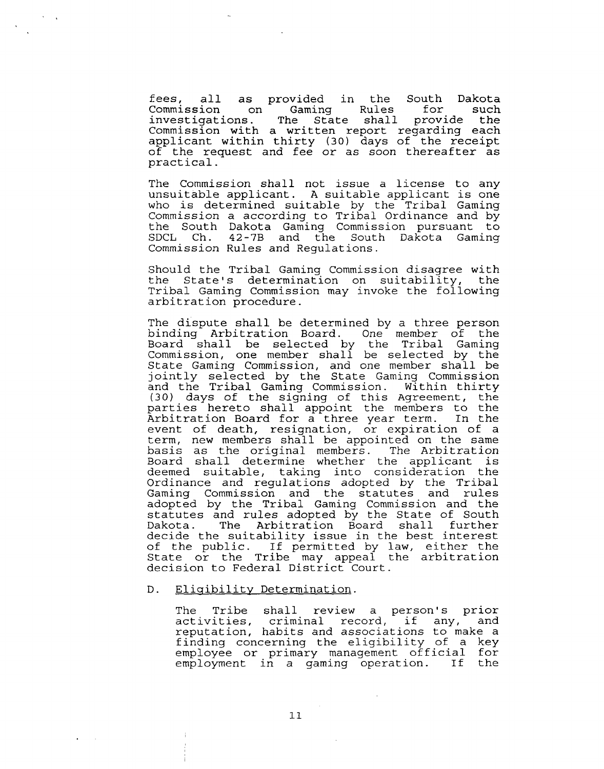fees, all as provided in the South Dakota Commission on Gaming Rules for such investigations. The State shall provide the Commission with a written report regarding each applicant within thirty (30) days of the receipt of the request and fee or as soon thereafter as practical.

The Commission shall not issue a license to any unsuitable applicant. A suitable applicant is one who is determined suitable by the Tribal Gaming Commission a according to Tribal Ordinance and by the South Dakota Gaming Commission pursuant to SDCL Ch. 42-7B and the South Dakota Gaming Commission Rules and Regulations.

Should the Tribal Gaming Commission disagree with the State's determination on suitability, the Tribal Gaming Commission may invoke the following arbitration procedure.

The dispute shall be determined by a three person binding Arbitration Board. One member of the Board shall be selected by the Tribal Gaming Commission, one member shall be selected by the State Gaming Commission, and one member shall be jointly selected by the State Gaming Commission and the Tribal Gaming Commission. Within thirty (30) days of the signing of this Agreement, the parties hereto shall appoint the members to the Arbitration Board for a three year term. In the event of death, resignation, or expiration of a term, new members shall be appointed on the same basis as the original members. The Arbitration Board shall determine whether the applicant is deemed suitable, taking into consideration the Ordinance and regulations adopted by the Tribal Gaming Commission and the statutes and rules adopted by the Tribal Gaming Commission and the statutes and rules adopted by the State of South Dakota. The Arbitration Board shall further decide the suitability issue in the best interest of the public. If permitted by law, either the State or the Tribe may appeal the arbitration decision to Federal District Court.

D. Eligibility Determination.

The Tribe shall review a person's prior activities, criminal record, if any, and reputation, habits and associations to make a finding concerning the eligibility of a key employee or primary management official for employment in a gaming operation. If the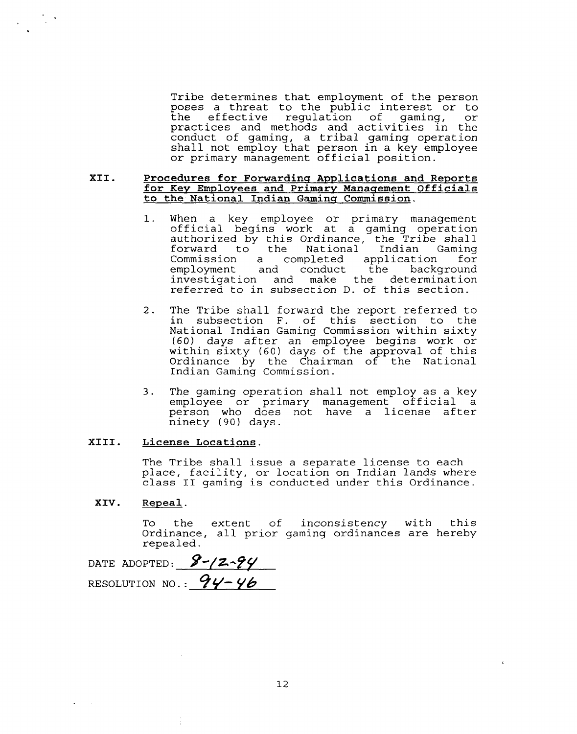Tribe determines that employment of the person poses a threat to the public interest or to the effective regulation of gaming, or practices and methods and activities in the conduct of gaming, a tribal gaming operation shall not employ that person in a key employee or primary management official position.

## XII. Procedures for Forwarding Applications and Reports for Key Employees and Primary Management Officials to the National Indian Gaming Commission.

1. When a key employee or primary management official begins work at a gaming operation authorized by this Ordinance, the Tribe shall forward to the National Indian Gaming Commission a completed application for employment and conduct the background investigation and make the determination referred to in subsection D. of this section.

2. The Tribe shall forward the report referred to in subsection F. of this section to the National Indian Gaming Commission within sixty (60) days after an employee begins work or within sixty (60) days of the approval of this Ordinance by the Chairman of the National Indian Gaming Commission.

3. The gaming operation shall not employ as a key employee or primary management official a person who does not have a license after ninety (90) days.

## XIII. License Locations.

The Tribe shall issue a separate license to each place, facility, or location on Indian lands where class II gaming is conducted under this Ordinance.

## XIV. Repeal.

To the extent of inconsistency with this Ordinance, all prior gaming ordinances are hereby repealed.

DATE ADOPTED: 8-12-94

RESOLUTION NO.: 94-46